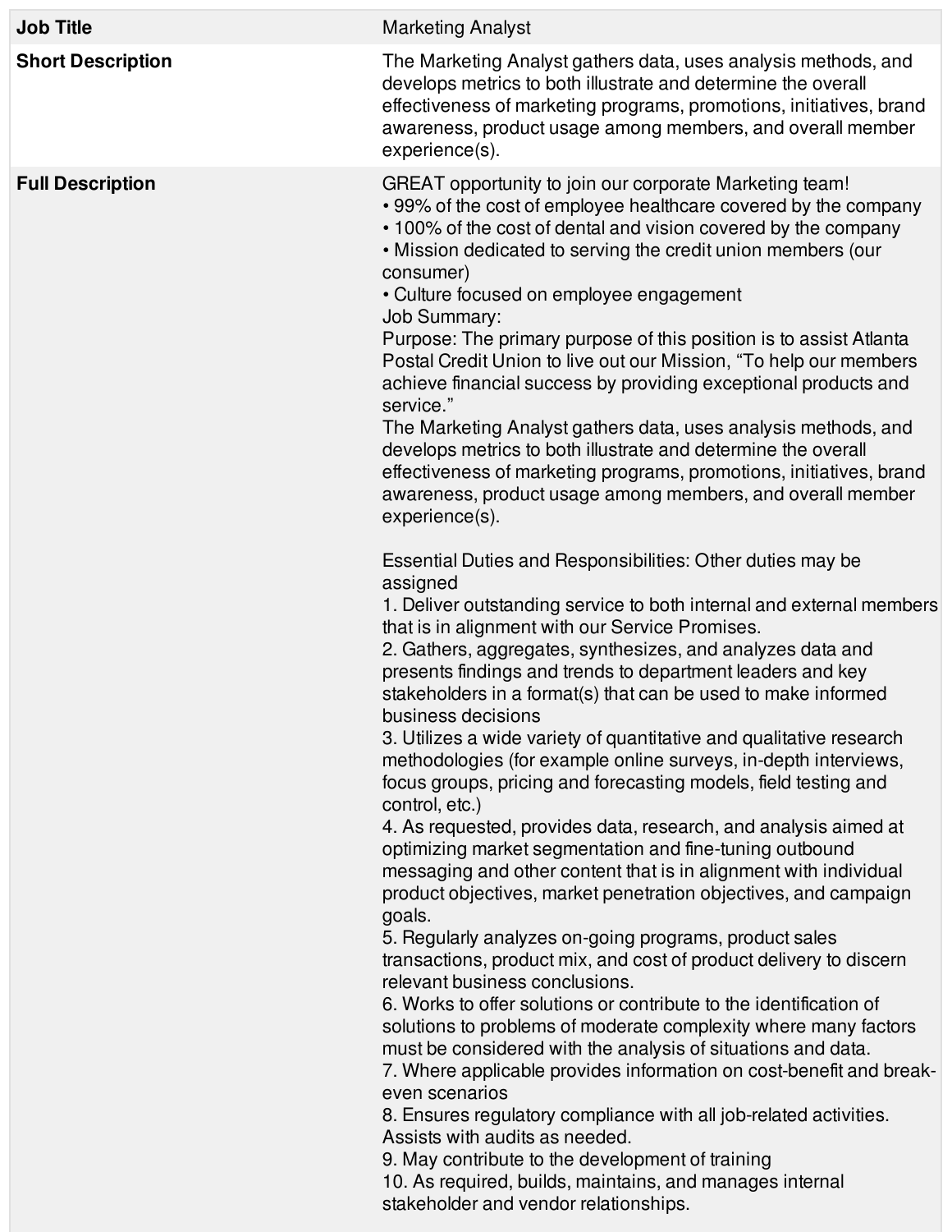| | |
|---|---|
| **Job Title** | Marketing Analyst |
| **Short Description** | The Marketing Analyst gathers data, uses analysis methods, and develops metrics to both illustrate and determine the overall effectiveness of marketing programs, promotions, initiatives, brand awareness, product usage among members, and overall member experience(s). |
| **Full Description** | GREAT opportunity to join our corporate Marketing team!<br>• 99% of the cost of employee healthcare covered by the company<br>• 100% of the cost of dental and vision covered by the company<br>• Mission dedicated to serving the credit union members (our consumer)<br>• Culture focused on employee engagement<br>Job Summary:<br>Purpose: The primary purpose of this position is to assist Atlanta Postal Credit Union to live out our Mission, “To help our members achieve financial success by providing exceptional products and service.”<br>The Marketing Analyst gathers data, uses analysis methods, and develops metrics to both illustrate and determine the overall effectiveness of marketing programs, promotions, initiatives, brand awareness, product usage among members, and overall member experience(s).<br><br>Essential Duties and Responsibilities: Other duties may be assigned<br>1. Deliver outstanding service to both internal and external members that is in alignment with our Service Promises.<br>2. Gathers, aggregates, synthesizes, and analyzes data and presents findings and trends to department leaders and key stakeholders in a format(s) that can be used to make informed business decisions<br>3. Utilizes a wide variety of quantitative and qualitative research methodologies (for example online surveys, in-depth interviews, focus groups, pricing and forecasting models, field testing and control, etc.)<br>4. As requested, provides data, research, and analysis aimed at optimizing market segmentation and fine-tuning outbound messaging and other content that is in alignment with individual product objectives, market penetration objectives, and campaign goals.<br>5. Regularly analyzes on-going programs, product sales transactions, product mix, and cost of product delivery to discern relevant business conclusions.<br>6. Works to offer solutions or contribute to the identification of solutions to problems of moderate complexity where many factors must be considered with the analysis of situations and data.<br>7. Where applicable provides information on cost-benefit and break-even scenarios<br>8. Ensures regulatory compliance with all job-related activities. Assists with audits as needed.<br>9. May contribute to the development of training<br>10. As required, builds, maintains, and manages internal stakeholder and vendor relationships. |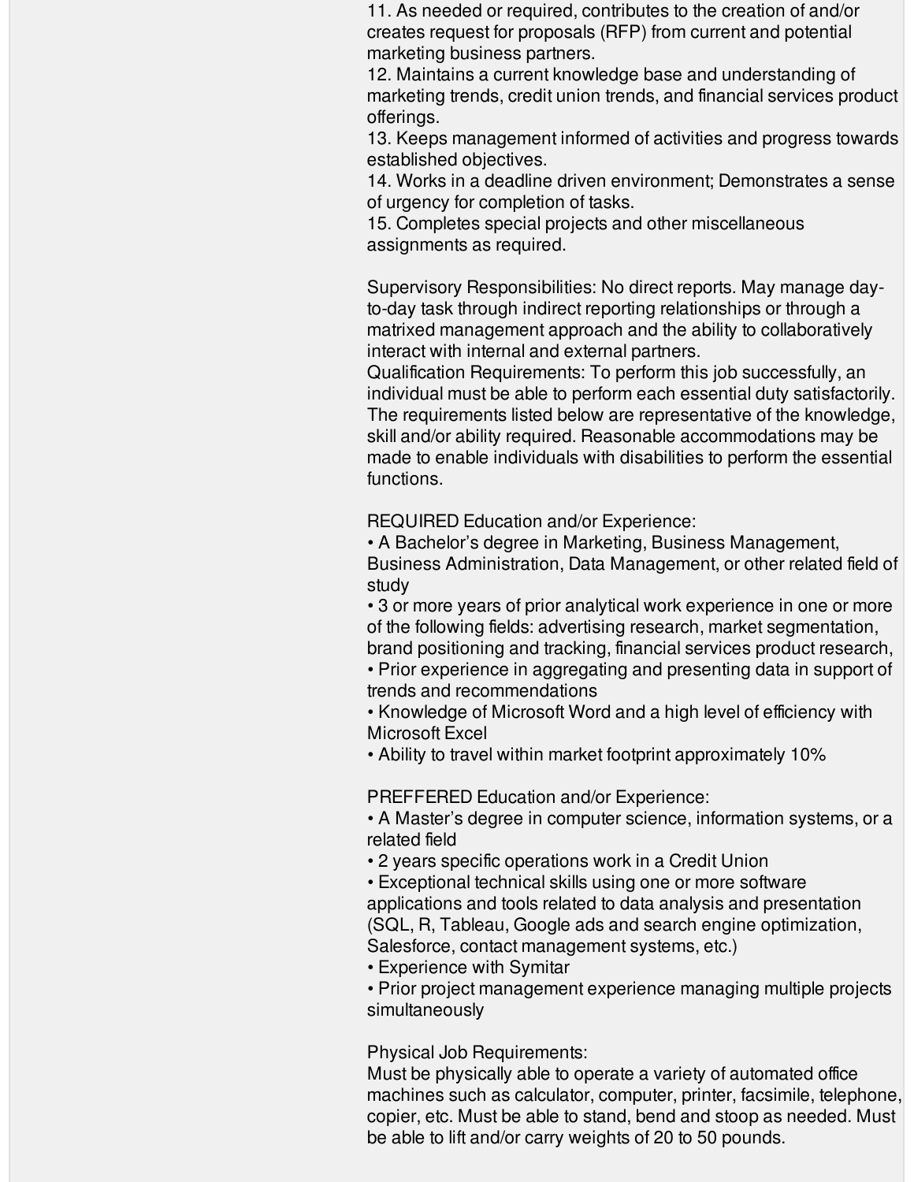11. As needed or required, contributes to the creation of and/or creates request for proposals (RFP) from current and potential marketing business partners.
12. Maintains a current knowledge base and understanding of marketing trends, credit union trends, and financial services product offerings.
13. Keeps management informed of activities and progress towards established objectives.
14. Works in a deadline driven environment; Demonstrates a sense of urgency for completion of tasks.
15. Completes special projects and other miscellaneous assignments as required.

Supervisory Responsibilities: No direct reports. May manage day-to-day task through indirect reporting relationships or through a matrixed management approach and the ability to collaboratively interact with internal and external partners.
Qualification Requirements: To perform this job successfully, an individual must be able to perform each essential duty satisfactorily. The requirements listed below are representative of the knowledge, skill and/or ability required. Reasonable accommodations may be made to enable individuals with disabilities to perform the essential functions.

REQUIRED Education and/or Experience:
- A Bachelor's degree in Marketing, Business Management, Business Administration, Data Management, or other related field of study
- 3 or more years of prior analytical work experience in one or more of the following fields: advertising research, market segmentation, brand positioning and tracking, financial services product research,
- Prior experience in aggregating and presenting data in support of trends and recommendations
- Knowledge of Microsoft Word and a high level of efficiency with Microsoft Excel
- Ability to travel within market footprint approximately 10%

PREFFERED Education and/or Experience:
- A Master's degree in computer science, information systems, or a related field
- 2 years specific operations work in a Credit Union
- Exceptional technical skills using one or more software applications and tools related to data analysis and presentation (SQL, R, Tableau, Google ads and search engine optimization, Salesforce, contact management systems, etc.)
- Experience with Symitar
- Prior project management experience managing multiple projects simultaneously

Physical Job Requirements:
Must be physically able to operate a variety of automated office machines such as calculator, computer, printer, facsimile, telephone, copier, etc. Must be able to stand, bend and stoop as needed. Must be able to lift and/or carry weights of 20 to 50 pounds.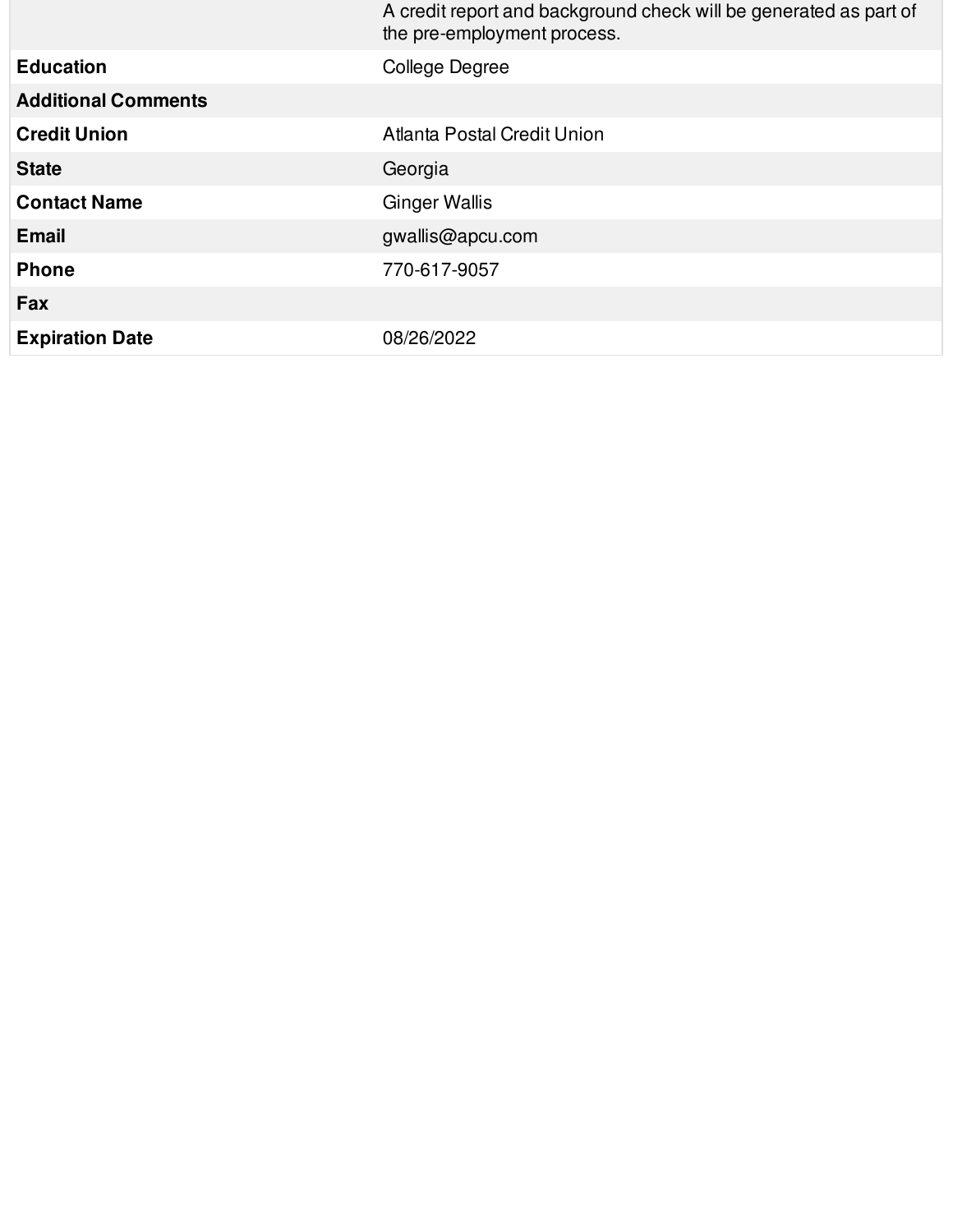| | |
|---|---|
| | A credit report and background check will be generated as part of the pre-employment process. |
| **Education** | College Degree |
| **Additional Comments** | |
| **Credit Union** | Atlanta Postal Credit Union |
| **State** | Georgia |
| **Contact Name** | Ginger Wallis |
| **Email** | gwallis@apcu.com |
| **Phone** | 770-617-9057 |
| **Fax** | |
| **Expiration Date** | 08/26/2022 |